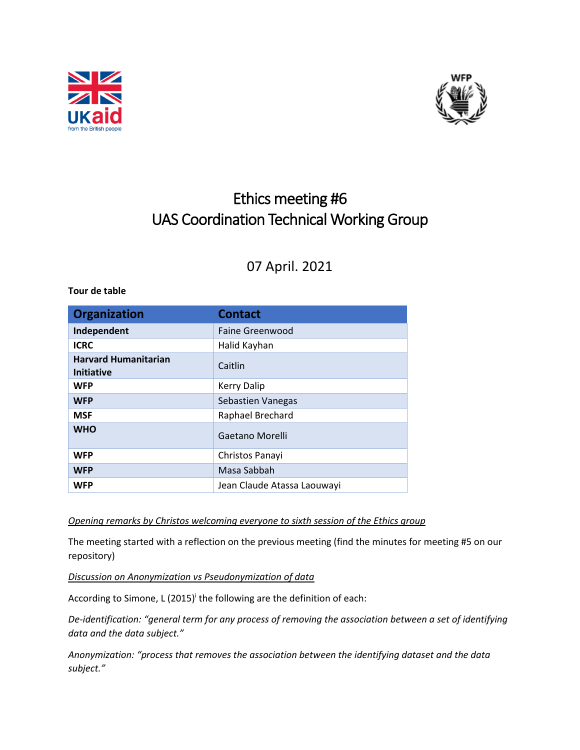# Ethics meeting #6
# UAS Coordination Technical Working Group

07 April. 2021

**Tour de table**

| Organization | Contact |
|---|---|
| **Independent** | Faine Greenwood |
| **ICRC** | Halid Kayhan |
| **Harvard Humanitarian Initiative** | Caitlin |
| **WFP** | Kerry Dalip |
| **WFP** | Sebastien Vanegas |
| **MSF** | Raphael Brechard |
| **WHO** | Gaetano Morelli |
| **WFP** | Christos Panayi |
| **WFP** | Masa Sabbah |
| **WFP** | Jean Claude Atassa Laouwayi |

*Opening remarks by Christos welcoming everyone to sixth session of the Ethics group*

The meeting started with a reflection on the previous meeting (find the minutes for meeting #5 on our repository)

*Discussion on Anonymization vs Pseudonymization of data*

According to Simone, L (2015)[i] the following are the definition of each:

*De-identification: "general term for any process of removing the association between a set of identifying data and the data subject."*

*Anonymization: "process that removes the association between the identifying dataset and the data subject."*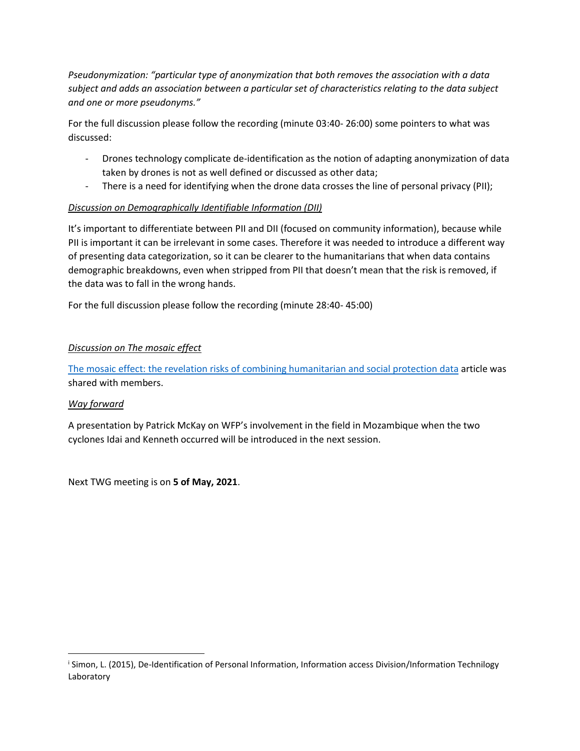*Pseudonymization: "particular type of anonymization that both removes the association with a data subject and adds an association between a particular set of characteristics relating to the data subject and one or more pseudonyms."*

For the full discussion please follow the recording (minute 03:40- 26:00) some pointers to what was discussed:

- Drones technology complicate de-identification as the notion of adapting anonymization of data taken by drones is not as well defined or discussed as other data;
- There is a need for identifying when the drone data crosses the line of personal privacy (PII);

*Discussion on Demographically Identifiable Information (DII)*

It's important to differentiate between PII and DII (focused on community information), because while PII is important it can be irrelevant in some cases. Therefore it was needed to introduce a different way of presenting data categorization, so it can be clearer to the humanitarians that when data contains demographic breakdowns, even when stripped from PII that doesn't mean that the risk is removed, if the data was to fall in the wrong hands.

For the full discussion please follow the recording (minute 28:40- 45:00)

*Discussion on The mosaic effect*

The mosaic effect: the revelation risks of combining humanitarian and social protection data article was shared with members.

*Way forward*

A presentation by Patrick McKay on WFP's involvement in the field in Mozambique when the two cyclones Idai and Kenneth occurred will be introduced in the next session.

Next TWG meeting is on **5 of May, 2021**.

---

[i] Simon, L. (2015), De-Identification of Personal Information, Information access Division/Information Technilogy Laboratory